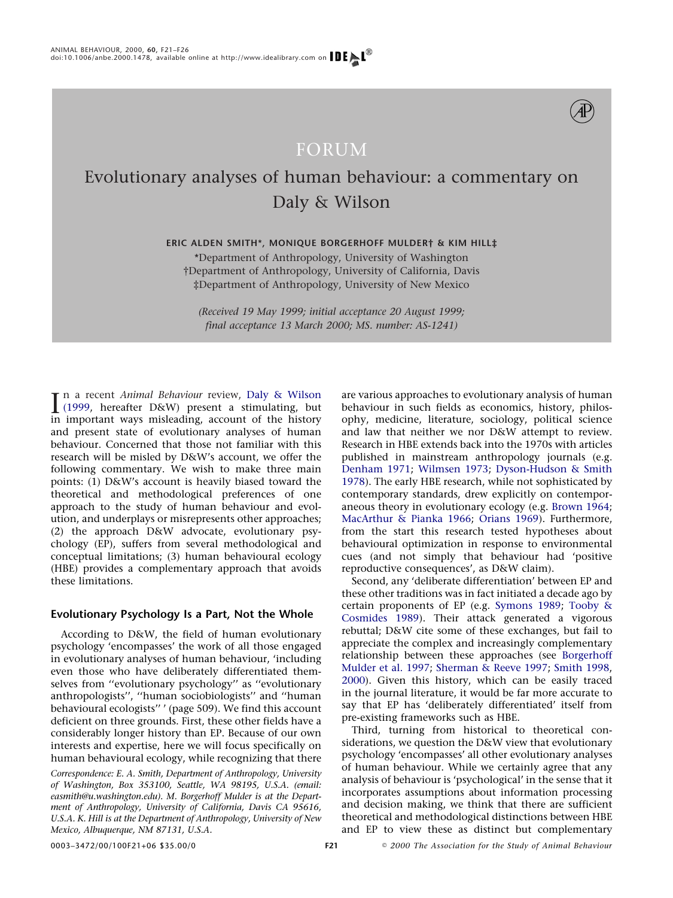# FORUM

## Evolutionary analyses of human behaviour: a commentary on Daly & Wilson

**ERIC ALDEN SMITH\*, MONIQUE BORGERHOFF MULDER† & KIM HILL‡**

\*Department of Anthropology, University of Washington
†Department of Anthropology, University of California, Davis
‡Department of Anthropology, University of New Mexico

*(Received 19 May 1999; initial acceptance 20 August 1999; final acceptance 13 March 2000; MS. number: AS-1241)*

In a recent *Animal Behaviour* review, Daly & Wilson (1999, hereafter D&W) present a stimulating, but in important ways misleading, account of the history and present state of evolutionary analyses of human behaviour. Concerned that those not familiar with this research will be misled by D&W's account, we offer the following commentary. We wish to make three main points: (1) D&W's account is heavily biased toward the theoretical and methodological preferences of one approach to the study of human behaviour and evolution, and underplays or misrepresents other approaches; (2) the approach D&W advocate, evolutionary psychology (EP), suffers from several methodological and conceptual limitations; (3) human behavioural ecology (HBE) provides a complementary approach that avoids these limitations.

### Evolutionary Psychology Is a Part, Not the Whole

According to D&W, the field of human evolutionary psychology 'encompasses' the work of all those engaged in evolutionary analyses of human behaviour, 'including even those who have deliberately differentiated themselves from "evolutionary psychology" as "evolutionary anthropologists", "human sociobiologists" and "human behavioural ecologists" ' (page 509). We find this account deficient on three grounds. First, these other fields have a considerably longer history than EP. Because of our own interests and expertise, here we will focus specifically on human behavioural ecology, while recognizing that there are various approaches to evolutionary analysis of human behaviour in such fields as economics, history, philosophy, medicine, literature, sociology, political science and law that neither we nor D&W attempt to review. Research in HBE extends back into the 1970s with articles published in mainstream anthropology journals (e.g. Denham 1971; Wilmsen 1973; Dyson-Hudson & Smith 1978). The early HBE research, while not sophisticated by contemporary standards, drew explicitly on contemporaneous theory in evolutionary ecology (e.g. Brown 1964; MacArthur & Pianka 1966; Orians 1969). Furthermore, from the start this research tested hypotheses about behavioural optimization in response to environmental cues (and not simply that behaviour had 'positive reproductive consequences', as D&W claim).

Second, any 'deliberate differentiation' between EP and these other traditions was in fact initiated a decade ago by certain proponents of EP (e.g. Symons 1989; Tooby & Cosmides 1989). Their attack generated a vigorous rebuttal; D&W cite some of these exchanges, but fail to appreciate the complex and increasingly complementary relationship between these approaches (see Borgerhoff Mulder et al. 1997; Sherman & Reeve 1997; Smith 1998, 2000). Given this history, which can be easily traced in the journal literature, it would be far more accurate to say that EP has 'deliberately differentiated' itself from pre-existing frameworks such as HBE.

Third, turning from historical to theoretical considerations, we question the D&W view that evolutionary psychology 'encompasses' all other evolutionary analyses of human behaviour. While we certainly agree that any analysis of behaviour is 'psychological' in the sense that it incorporates assumptions about information processing and decision making, we think that there are sufficient theoretical and methodological distinctions between HBE and EP to view these as distinct but complementary

*Correspondence: E. A. Smith, Department of Anthropology, University of Washington, Box 353100, Seattle, WA 98195, U.S.A. (email: easmith@u.washington.edu). M. Borgerhoff Mulder is at the Department of Anthropology, University of California, Davis CA 95616, U.S.A. K. Hill is at the Department of Anthropology, University of New Mexico, Albuquerque, NM 87131, U.S.A.*

0003–3472/00/100F21+06 $35.00/0 © 2000 The Association for the Study of Animal Behaviour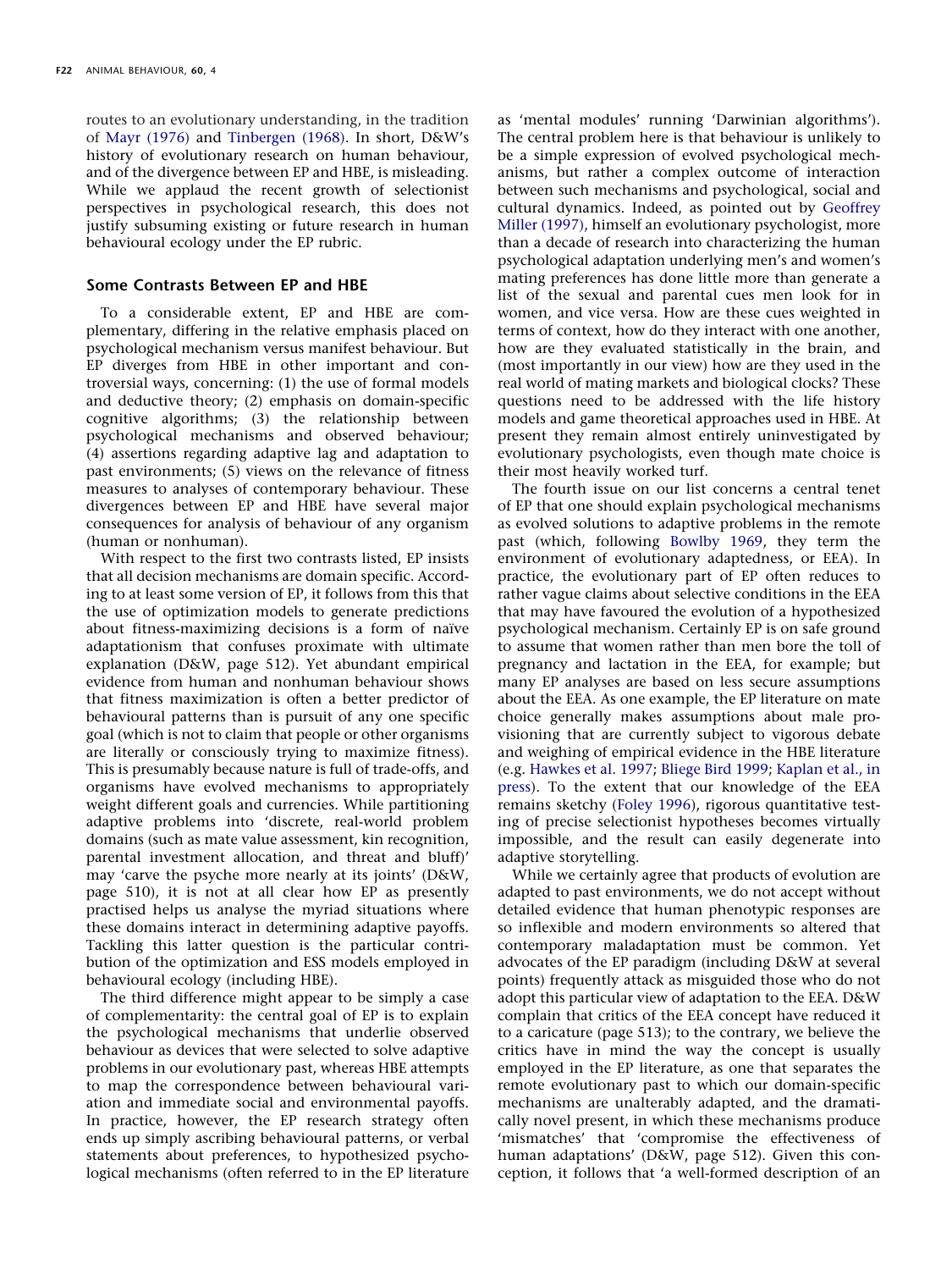routes to an evolutionary understanding, in the tradition of Mayr (1976) and Tinbergen (1968). In short, D&W's history of evolutionary research on human behaviour, and of the divergence between EP and HBE, is misleading. While we applaud the recent growth of selectionist perspectives in psychological research, this does not justify subsuming existing or future research in human behavioural ecology under the EP rubric.

## Some Contrasts Between EP and HBE

To a considerable extent, EP and HBE are complementary, differing in the relative emphasis placed on psychological mechanism versus manifest behaviour. But EP diverges from HBE in other important and controversial ways, concerning: (1) the use of formal models and deductive theory; (2) emphasis on domain-specific cognitive algorithms; (3) the relationship between psychological mechanisms and observed behaviour; (4) assertions regarding adaptive lag and adaptation to past environments; (5) views on the relevance of fitness measures to analyses of contemporary behaviour. These divergences between EP and HBE have several major consequences for analysis of behaviour of any organism (human or nonhuman).

With respect to the first two contrasts listed, EP insists that all decision mechanisms are domain specific. According to at least some version of EP, it follows from this that the use of optimization models to generate predictions about fitness-maximizing decisions is a form of naïve adaptationism that confuses proximate with ultimate explanation (D&W, page 512). Yet abundant empirical evidence from human and nonhuman behaviour shows that fitness maximization is often a better predictor of behavioural patterns than is pursuit of any one specific goal (which is not to claim that people or other organisms are literally or consciously trying to maximize fitness). This is presumably because nature is full of trade-offs, and organisms have evolved mechanisms to appropriately weight different goals and currencies. While partitioning adaptive problems into 'discrete, real-world problem domains (such as mate value assessment, kin recognition, parental investment allocation, and threat and bluff)' may 'carve the psyche more nearly at its joints' (D&W, page 510), it is not at all clear how EP as presently practised helps us analyse the myriad situations where these domains interact in determining adaptive payoffs. Tackling this latter question is the particular contribution of the optimization and ESS models employed in behavioural ecology (including HBE).

The third difference might appear to be simply a case of complementarity: the central goal of EP is to explain the psychological mechanisms that underlie observed behaviour as devices that were selected to solve adaptive problems in our evolutionary past, whereas HBE attempts to map the correspondence between behavioural variation and immediate social and environmental payoffs. In practice, however, the EP research strategy often ends up simply ascribing behavioural patterns, or verbal statements about preferences, to hypothesized psychological mechanisms (often referred to in the EP literature as 'mental modules' running 'Darwinian algorithms'). The central problem here is that behaviour is unlikely to be a simple expression of evolved psychological mechanisms, but rather a complex outcome of interaction between such mechanisms and psychological, social and cultural dynamics. Indeed, as pointed out by Geoffrey Miller (1997), himself an evolutionary psychologist, more than a decade of research into characterizing the human psychological adaptation underlying men's and women's mating preferences has done little more than generate a list of the sexual and parental cues men look for in women, and vice versa. How are these cues weighted in terms of context, how do they interact with one another, how are they evaluated statistically in the brain, and (most importantly in our view) how are they used in the real world of mating markets and biological clocks? These questions need to be addressed with the life history models and game theoretical approaches used in HBE. At present they remain almost entirely uninvestigated by evolutionary psychologists, even though mate choice is their most heavily worked turf.

The fourth issue on our list concerns a central tenet of EP that one should explain psychological mechanisms as evolved solutions to adaptive problems in the remote past (which, following Bowlby 1969, they term the environment of evolutionary adaptedness, or EEA). In practice, the evolutionary part of EP often reduces to rather vague claims about selective conditions in the EEA that may have favoured the evolution of a hypothesized psychological mechanism. Certainly EP is on safe ground to assume that women rather than men bore the toll of pregnancy and lactation in the EEA, for example; but many EP analyses are based on less secure assumptions about the EEA. As one example, the EP literature on mate choice generally makes assumptions about male provisioning that are currently subject to vigorous debate and weighing of empirical evidence in the HBE literature (e.g. Hawkes et al. 1997; Bliege Bird 1999; Kaplan et al., in press). To the extent that our knowledge of the EEA remains sketchy (Foley 1996), rigorous quantitative testing of precise selectionist hypotheses becomes virtually impossible, and the result can easily degenerate into adaptive storytelling.

While we certainly agree that products of evolution are adapted to past environments, we do not accept without detailed evidence that human phenotypic responses are so inflexible and modern environments so altered that contemporary maladaptation must be common. Yet advocates of the EP paradigm (including D&W at several points) frequently attack as misguided those who do not adopt this particular view of adaptation to the EEA. D&W complain that critics of the EEA concept have reduced it to a caricature (page 513); to the contrary, we believe the critics have in mind the way the concept is usually employed in the EP literature, as one that separates the remote evolutionary past to which our domain-specific mechanisms are unalterably adapted, and the dramatically novel present, in which these mechanisms produce 'mismatches' that 'compromise the effectiveness of human adaptations' (D&W, page 512). Given this conception, it follows that 'a well-formed description of an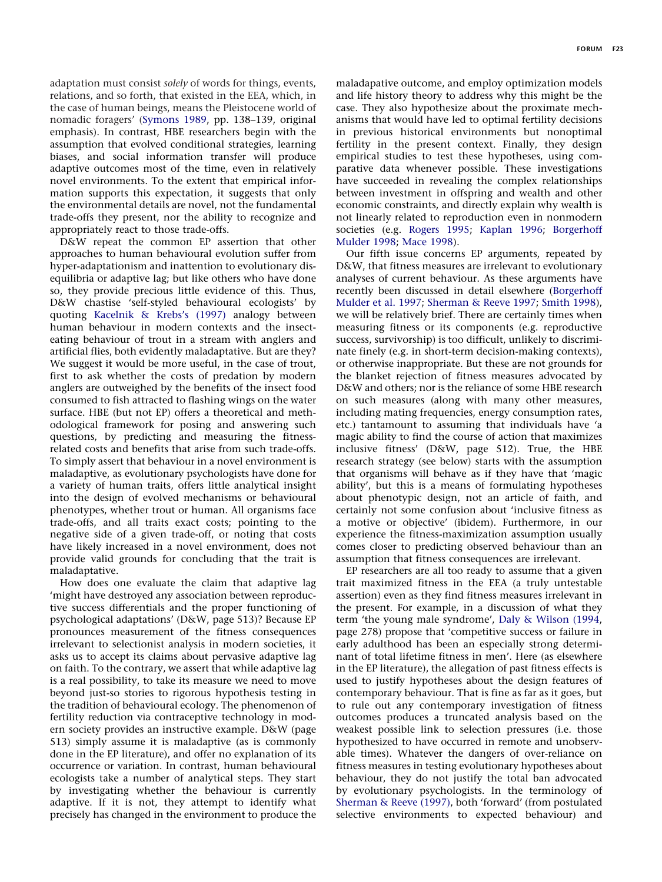adaptation must consist *solely* of words for things, events, relations, and so forth, that existed in the EEA, which, in the case of human beings, means the Pleistocene world of nomadic foragers' (Symons 1989, pp. 138–139, original emphasis). In contrast, HBE researchers begin with the assumption that evolved conditional strategies, learning biases, and social information transfer will produce adaptive outcomes most of the time, even in relatively novel environments. To the extent that empirical information supports this expectation, it suggests that only the environmental details are novel, not the fundamental trade-offs they present, nor the ability to recognize and appropriately react to those trade-offs.

D&W repeat the common EP assertion that other approaches to human behavioural evolution suffer from hyper-adaptationism and inattention to evolutionary disequilibria or adaptive lag; but like others who have done so, they provide precious little evidence of this. Thus, D&W chastise 'self-styled behavioural ecologists' by quoting Kacelnik & Krebs's (1997) analogy between human behaviour in modern contexts and the insect-eating behaviour of trout in a stream with anglers and artificial flies, both evidently maladaptative. But are they? We suggest it would be more useful, in the case of trout, first to ask whether the costs of predation by modern anglers are outweighed by the benefits of the insect food consumed to fish attracted to flashing wings on the water surface. HBE (but not EP) offers a theoretical and methodological framework for posing and answering such questions, by predicting and measuring the fitness-related costs and benefits that arise from such trade-offs. To simply assert that behaviour in a novel environment is maladaptive, as evolutionary psychologists have done for a variety of human traits, offers little analytical insight into the design of evolved mechanisms or behavioural phenotypes, whether trout or human. All organisms face trade-offs, and all traits exact costs; pointing to the negative side of a given trade-off, or noting that costs have likely increased in a novel environment, does not provide valid grounds for concluding that the trait is maladaptative.

How does one evaluate the claim that adaptive lag 'might have destroyed any association between reproductive success differentials and the proper functioning of psychological adaptations' (D&W, page 513)? Because EP pronounces measurement of the fitness consequences irrelevant to selectionist analysis in modern societies, it asks us to accept its claims about pervasive adaptive lag on faith. To the contrary, we assert that while adaptive lag is a real possibility, to take its measure we need to move beyond just-so stories to rigorous hypothesis testing in the tradition of behavioural ecology. The phenomenon of fertility reduction via contraceptive technology in modern society provides an instructive example. D&W (page 513) simply assume it is maladaptive (as is commonly done in the EP literature), and offer no explanation of its occurrence or variation. In contrast, human behavioural ecologists take a number of analytical steps. They start by investigating whether the behaviour is currently adaptive. If it is not, they attempt to identify what precisely has changed in the environment to produce the maladapative outcome, and employ optimization models and life history theory to address why this might be the case. They also hypothesize about the proximate mechanisms that would have led to optimal fertility decisions in previous historical environments but nonoptimal fertility in the present context. Finally, they design empirical studies to test these hypotheses, using comparative data whenever possible. These investigations have succeeded in revealing the complex relationships between investment in offspring and wealth and other economic constraints, and directly explain why wealth is not linearly related to reproduction even in nonmodern societies (e.g. Rogers 1995; Kaplan 1996; Borgerhoff Mulder 1998; Mace 1998).

Our fifth issue concerns EP arguments, repeated by D&W, that fitness measures are irrelevant to evolutionary analyses of current behaviour. As these arguments have recently been discussed in detail elsewhere (Borgerhoff Mulder et al. 1997; Sherman & Reeve 1997; Smith 1998), we will be relatively brief. There are certainly times when measuring fitness or its components (e.g. reproductive success, survivorship) is too difficult, unlikely to discriminate finely (e.g. in short-term decision-making contexts), or otherwise inappropriate. But these are not grounds for the blanket rejection of fitness measures advocated by D&W and others; nor is the reliance of some HBE research on such measures (along with many other measures, including mating frequencies, energy consumption rates, etc.) tantamount to assuming that individuals have 'a magic ability to find the course of action that maximizes inclusive fitness' (D&W, page 512). True, the HBE research strategy (see below) starts with the assumption that organisms will behave as if they have that 'magic ability', but this is a means of formulating hypotheses about phenotypic design, not an article of faith, and certainly not some confusion about 'inclusive fitness as a motive or objective' (ibidem). Furthermore, in our experience the fitness-maximization assumption usually comes closer to predicting observed behaviour than an assumption that fitness consequences are irrelevant.

EP researchers are all too ready to assume that a given trait maximized fitness in the EEA (a truly untestable assertion) even as they find fitness measures irrelevant in the present. For example, in a discussion of what they term 'the young male syndrome', Daly & Wilson (1994, page 278) propose that 'competitive success or failure in early adulthood has been an especially strong determinant of total lifetime fitness in men'. Here (as elsewhere in the EP literature), the allegation of past fitness effects is used to justify hypotheses about the design features of contemporary behaviour. That is fine as far as it goes, but to rule out any contemporary investigation of fitness outcomes produces a truncated analysis based on the weakest possible link to selection pressures (i.e. those hypothesized to have occurred in remote and unobservable times). Whatever the dangers of over-reliance on fitness measures in testing evolutionary hypotheses about behaviour, they do not justify the total ban advocated by evolutionary psychologists. In the terminology of Sherman & Reeve (1997), both 'forward' (from postulated selective environments to expected behaviour) and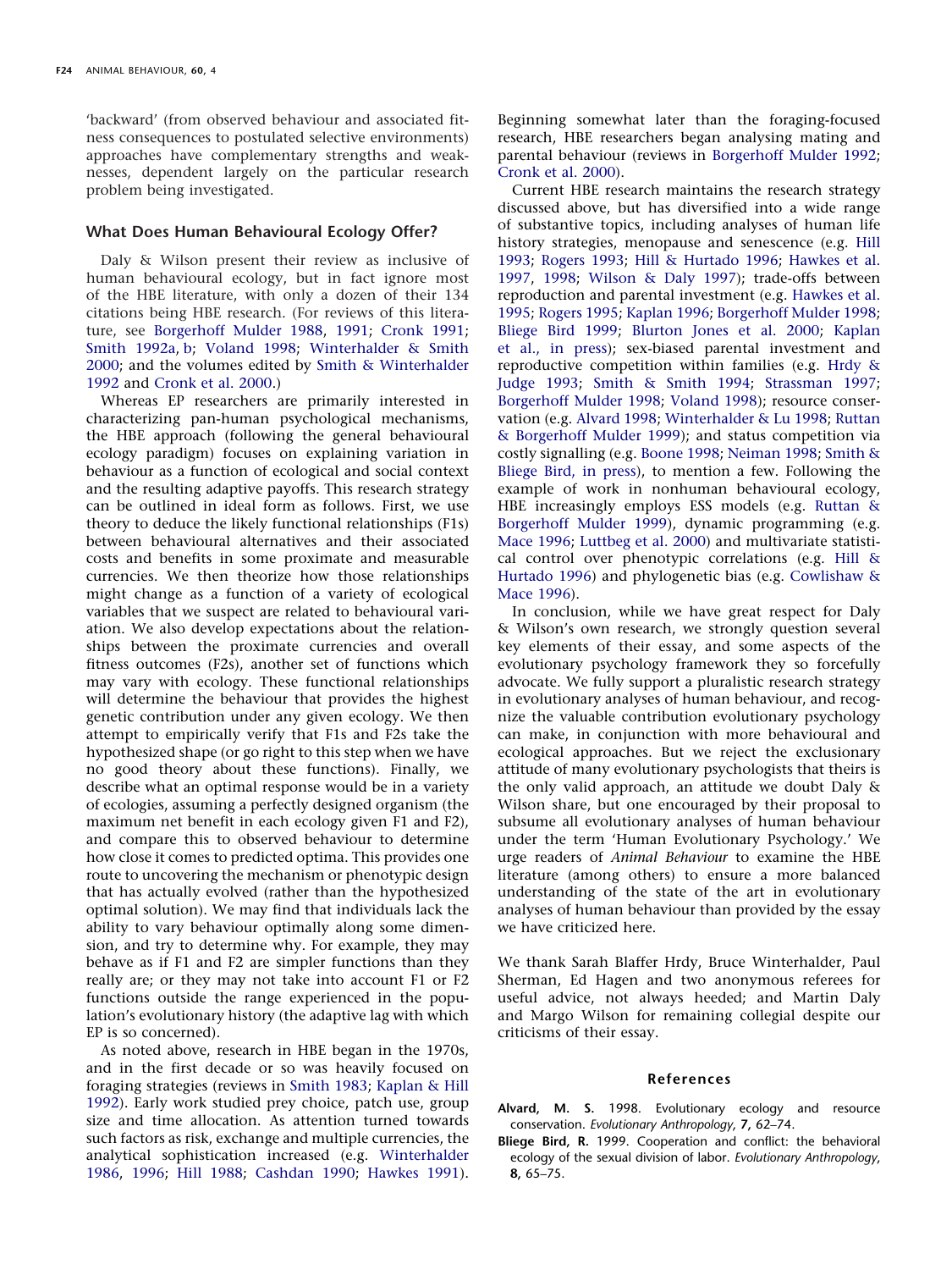'backward' (from observed behaviour and associated fitness consequences to postulated selective environments) approaches have complementary strengths and weaknesses, dependent largely on the particular research problem being investigated.

### What Does Human Behavioural Ecology Offer?

Daly & Wilson present their review as inclusive of human behavioural ecology, but in fact ignore most of the HBE literature, with only a dozen of their 134 citations being HBE research. (For reviews of this literature, see Borgerhoff Mulder 1988, 1991; Cronk 1991; Smith 1992a, b; Voland 1998; Winterhalder & Smith 2000; and the volumes edited by Smith & Winterhalder 1992 and Cronk et al. 2000.)

Whereas EP researchers are primarily interested in characterizing pan-human psychological mechanisms, the HBE approach (following the general behavioural ecology paradigm) focuses on explaining variation in behaviour as a function of ecological and social context and the resulting adaptive payoffs. This research strategy can be outlined in ideal form as follows. First, we use theory to deduce the likely functional relationships (F1s) between behavioural alternatives and their associated costs and benefits in some proximate and measurable currencies. We then theorize how those relationships might change as a function of a variety of ecological variables that we suspect are related to behavioural variation. We also develop expectations about the relationships between the proximate currencies and overall fitness outcomes (F2s), another set of functions which may vary with ecology. These functional relationships will determine the behaviour that provides the highest genetic contribution under any given ecology. We then attempt to empirically verify that F1s and F2s take the hypothesized shape (or go right to this step when we have no good theory about these functions). Finally, we describe what an optimal response would be in a variety of ecologies, assuming a perfectly designed organism (the maximum net benefit in each ecology given F1 and F2), and compare this to observed behaviour to determine how close it comes to predicted optima. This provides one route to uncovering the mechanism or phenotypic design that has actually evolved (rather than the hypothesized optimal solution). We may find that individuals lack the ability to vary behaviour optimally along some dimension, and try to determine why. For example, they may behave as if F1 and F2 are simpler functions than they really are; or they may not take into account F1 or F2 functions outside the range experienced in the population's evolutionary history (the adaptive lag with which EP is so concerned).

As noted above, research in HBE began in the 1970s, and in the first decade or so was heavily focused on foraging strategies (reviews in Smith 1983; Kaplan & Hill 1992). Early work studied prey choice, patch use, group size and time allocation. As attention turned towards such factors as risk, exchange and multiple currencies, the analytical sophistication increased (e.g. Winterhalder 1986, 1996; Hill 1988; Cashdan 1990; Hawkes 1991). Beginning somewhat later than the foraging-focused research, HBE researchers began analysing mating and parental behaviour (reviews in Borgerhoff Mulder 1992; Cronk et al. 2000).

Current HBE research maintains the research strategy discussed above, but has diversified into a wide range of substantive topics, including analyses of human life history strategies, menopause and senescence (e.g. Hill 1993; Rogers 1993; Hill & Hurtado 1996; Hawkes et al. 1997, 1998; Wilson & Daly 1997); trade-offs between reproduction and parental investment (e.g. Hawkes et al. 1995; Rogers 1995; Kaplan 1996; Borgerhoff Mulder 1998; Bliege Bird 1999; Blurton Jones et al. 2000; Kaplan et al., in press); sex-biased parental investment and reproductive competition within families (e.g. Hrdy & Judge 1993; Smith & Smith 1994; Strassman 1997; Borgerhoff Mulder 1998; Voland 1998); resource conservation (e.g. Alvard 1998; Winterhalder & Lu 1998; Ruttan & Borgerhoff Mulder 1999); and status competition via costly signalling (e.g. Boone 1998; Neiman 1998; Smith & Bliege Bird, in press), to mention a few. Following the example of work in nonhuman behavioural ecology, HBE increasingly employs ESS models (e.g. Ruttan & Borgerhoff Mulder 1999), dynamic programming (e.g. Mace 1996; Luttbeg et al. 2000) and multivariate statistical control over phenotypic correlations (e.g. Hill & Hurtado 1996) and phylogenetic bias (e.g. Cowlishaw & Mace 1996).

In conclusion, while we have great respect for Daly & Wilson's own research, we strongly question several key elements of their essay, and some aspects of the evolutionary psychology framework they so forcefully advocate. We fully support a pluralistic research strategy in evolutionary analyses of human behaviour, and recognize the valuable contribution evolutionary psychology can make, in conjunction with more behavioural and ecological approaches. But we reject the exclusionary attitude of many evolutionary psychologists that theirs is the only valid approach, an attitude we doubt Daly & Wilson share, but one encouraged by their proposal to subsume all evolutionary analyses of human behaviour under the term 'Human Evolutionary Psychology.' We urge readers of *Animal Behaviour* to examine the HBE literature (among others) to ensure a more balanced understanding of the state of the art in evolutionary analyses of human behaviour than provided by the essay we have criticized here.

We thank Sarah Blaffer Hrdy, Bruce Winterhalder, Paul Sherman, Ed Hagen and two anonymous referees for useful advice, not always heeded; and Martin Daly and Margo Wilson for remaining collegial despite our criticisms of their essay.

### References

**Alvard, M. S.** 1998. Evolutionary ecology and resource conservation. *Evolutionary Anthropology*, **7**, 62–74.

**Bliege Bird, R.** 1999. Cooperation and conflict: the behavioral ecology of the sexual division of labor. *Evolutionary Anthropology*, **8**, 65–75.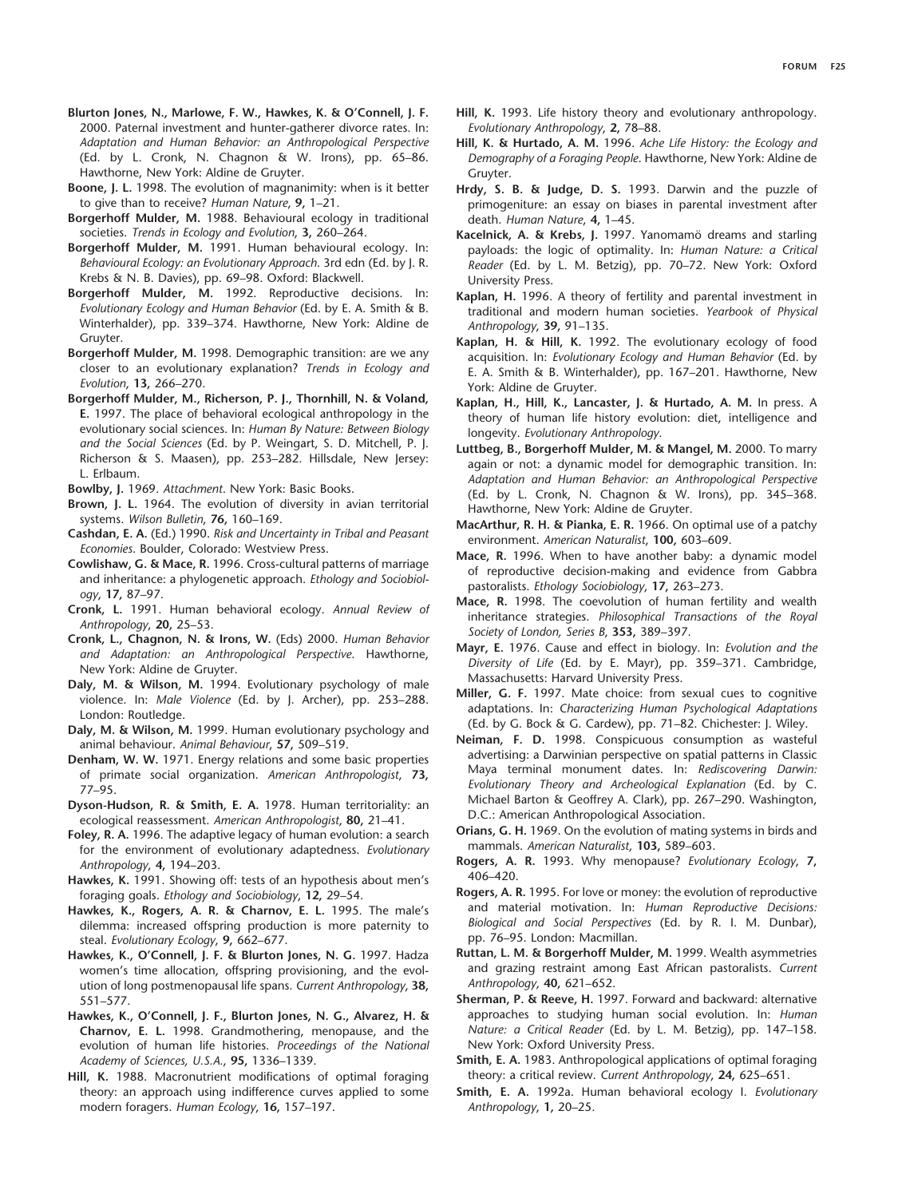**Blurton Jones, N., Marlowe, F. W., Hawkes, K. & O'Connell, J. F.** 2000. Paternal investment and hunter-gatherer divorce rates. In: *Adaptation and Human Behavior: an Anthropological Perspective* (Ed. by L. Cronk, N. Chagnon & W. Irons), pp. 65–86. Hawthorne, New York: Aldine de Gruyter.

**Boone, J. L.** 1998. The evolution of magnanimity: when is it better to give than to receive? *Human Nature*, **9**, 1–21.

**Borgerhoff Mulder, M.** 1988. Behavioural ecology in traditional societies. *Trends in Ecology and Evolution*, **3**, 260–264.

**Borgerhoff Mulder, M.** 1991. Human behavioural ecology. In: *Behavioural Ecology: an Evolutionary Approach*. 3rd edn (Ed. by J. R. Krebs & N. B. Davies), pp. 69–98. Oxford: Blackwell.

**Borgerhoff Mulder, M.** 1992. Reproductive decisions. In: *Evolutionary Ecology and Human Behavior* (Ed. by E. A. Smith & B. Winterhalder), pp. 339–374. Hawthorne, New York: Aldine de Gruyter.

**Borgerhoff Mulder, M.** 1998. Demographic transition: are we any closer to an evolutionary explanation? *Trends in Ecology and Evolution*, **13**, 266–270.

**Borgerhoff Mulder, M., Richerson, P. J., Thornhill, N. & Voland, E.** 1997. The place of behavioral ecological anthropology in the evolutionary social sciences. In: *Human By Nature: Between Biology and the Social Sciences* (Ed. by P. Weingart, S. D. Mitchell, P. J. Richerson & S. Maasen), pp. 253–282. Hillsdale, New Jersey: L. Erlbaum.

**Bowlby, J.** 1969. *Attachment*. New York: Basic Books.

**Brown, J. L.** 1964. The evolution of diversity in avian territorial systems. *Wilson Bulletin*, **76**, 160–169.

**Cashdan, E. A.** (Ed.) 1990. *Risk and Uncertainty in Tribal and Peasant Economies*. Boulder, Colorado: Westview Press.

**Cowlishaw, G. & Mace, R.** 1996. Cross-cultural patterns of marriage and inheritance: a phylogenetic approach. *Ethology and Sociobiology*, **17**, 87–97.

**Cronk, L.** 1991. Human behavioral ecology. *Annual Review of Anthropology*, **20**, 25–53.

**Cronk, L., Chagnon, N. & Irons, W.** (Eds) 2000. *Human Behavior and Adaptation: an Anthropological Perspective*. Hawthorne, New York: Aldine de Gruyter.

**Daly, M. & Wilson, M.** 1994. Evolutionary psychology of male violence. In: *Male Violence* (Ed. by J. Archer), pp. 253–288. London: Routledge.

**Daly, M. & Wilson, M.** 1999. Human evolutionary psychology and animal behaviour. *Animal Behaviour*, **57**, 509–519.

**Denham, W. W.** 1971. Energy relations and some basic properties of primate social organization. *American Anthropologist*, **73**, 77–95.

**Dyson-Hudson, R. & Smith, E. A.** 1978. Human territoriality: an ecological reassessment. *American Anthropologist*, **80**, 21–41.

**Foley, R. A.** 1996. The adaptive legacy of human evolution: a search for the environment of evolutionary adaptedness. *Evolutionary Anthropology*, **4**, 194–203.

**Hawkes, K.** 1991. Showing off: tests of an hypothesis about men's foraging goals. *Ethology and Sociobiology*, **12**, 29–54.

**Hawkes, K., Rogers, A. R. & Charnov, E. L.** 1995. The male's dilemma: increased offspring production is more paternity to steal. *Evolutionary Ecology*, **9**, 662–677.

**Hawkes, K., O'Connell, J. F. & Blurton Jones, N. G.** 1997. Hadza women's time allocation, offspring provisioning, and the evolution of long postmenopausal life spans. *Current Anthropology*, **38**, 551–577.

**Hawkes, K., O'Connell, J. F., Blurton Jones, N. G., Alvarez, H. & Charnov, E. L.** 1998. Grandmothering, menopause, and the evolution of human life histories. *Proceedings of the National Academy of Sciences, U.S.A.*, **95**, 1336–1339.

**Hill, K.** 1988. Macronutrient modifications of optimal foraging theory: an approach using indifference curves applied to some modern foragers. *Human Ecology*, **16**, 157–197.

**Hill, K.** 1993. Life history theory and evolutionary anthropology. *Evolutionary Anthropology*, **2**, 78–88.

**Hill, K. & Hurtado, A. M.** 1996. *Ache Life History: the Ecology and Demography of a Foraging People*. Hawthorne, New York: Aldine de Gruyter.

**Hrdy, S. B. & Judge, D. S.** 1993. Darwin and the puzzle of primogeniture: an essay on biases in parental investment after death. *Human Nature*, **4**, 1–45.

**Kacelnick, A. & Krebs, J.** 1997. Yanomamö dreams and starling payloads: the logic of optimality. In: *Human Nature: a Critical Reader* (Ed. by L. M. Betzig), pp. 70–72. New York: Oxford University Press.

**Kaplan, H.** 1996. A theory of fertility and parental investment in traditional and modern human societies. *Yearbook of Physical Anthropology*, **39**, 91–135.

**Kaplan, H. & Hill, K.** 1992. The evolutionary ecology of food acquisition. In: *Evolutionary Ecology and Human Behavior* (Ed. by E. A. Smith & B. Winterhalder), pp. 167–201. Hawthorne, New York: Aldine de Gruyter.

**Kaplan, H., Hill, K., Lancaster, J. & Hurtado, A. M.** In press. A theory of human life history evolution: diet, intelligence and longevity. *Evolutionary Anthropology*.

**Luttbeg, B., Borgerhoff Mulder, M. & Mangel, M.** 2000. To marry again or not: a dynamic model for demographic transition. In: *Adaptation and Human Behavior: an Anthropological Perspective* (Ed. by L. Cronk, N. Chagnon & W. Irons), pp. 345–368. Hawthorne, New York: Aldine de Gruyter.

**MacArthur, R. H. & Pianka, E. R.** 1966. On optimal use of a patchy environment. *American Naturalist*, **100**, 603–609.

**Mace, R.** 1996. When to have another baby: a dynamic model of reproductive decision-making and evidence from Gabbra pastoralists. *Ethology Sociobiology*, **17**, 263–273.

**Mace, R.** 1998. The coevolution of human fertility and wealth inheritance strategies. *Philosophical Transactions of the Royal Society of London, Series B*, **353**, 389–397.

**Mayr, E.** 1976. Cause and effect in biology. In: *Evolution and the Diversity of Life* (Ed. by E. Mayr), pp. 359–371. Cambridge, Massachusetts: Harvard University Press.

**Miller, G. F.** 1997. Mate choice: from sexual cues to cognitive adaptations. In: *Characterizing Human Psychological Adaptations* (Ed. by G. Bock & G. Cardew), pp. 71–82. Chichester: J. Wiley.

**Neiman, F. D.** 1998. Conspicuous consumption as wasteful advertising: a Darwinian perspective on spatial patterns in Classic Maya terminal monument dates. In: *Rediscovering Darwin: Evolutionary Theory and Archeological Explanation* (Ed. by C. Michael Barton & Geoffrey A. Clark), pp. 267–290. Washington, D.C.: American Anthropological Association.

**Orians, G. H.** 1969. On the evolution of mating systems in birds and mammals. *American Naturalist*, **103**, 589–603.

**Rogers, A. R.** 1993. Why menopause? *Evolutionary Ecology*, **7**, 406–420.

**Rogers, A. R.** 1995. For love or money: the evolution of reproductive and material motivation. In: *Human Reproductive Decisions: Biological and Social Perspectives* (Ed. by R. I. M. Dunbar), pp. 76–95. London: Macmillan.

**Ruttan, L. M. & Borgerhoff Mulder, M.** 1999. Wealth asymmetries and grazing restraint among East African pastoralists. *Current Anthropology*, **40**, 621–652.

**Sherman, P. & Reeve, H.** 1997. Forward and backward: alternative approaches to studying human social evolution. In: *Human Nature: a Critical Reader* (Ed. by L. M. Betzig), pp. 147–158. New York: Oxford University Press.

**Smith, E. A.** 1983. Anthropological applications of optimal foraging theory: a critical review. *Current Anthropology*, **24**, 625–651.

**Smith, E. A.** 1992a. Human behavioral ecology I. *Evolutionary Anthropology*, **1**, 20–25.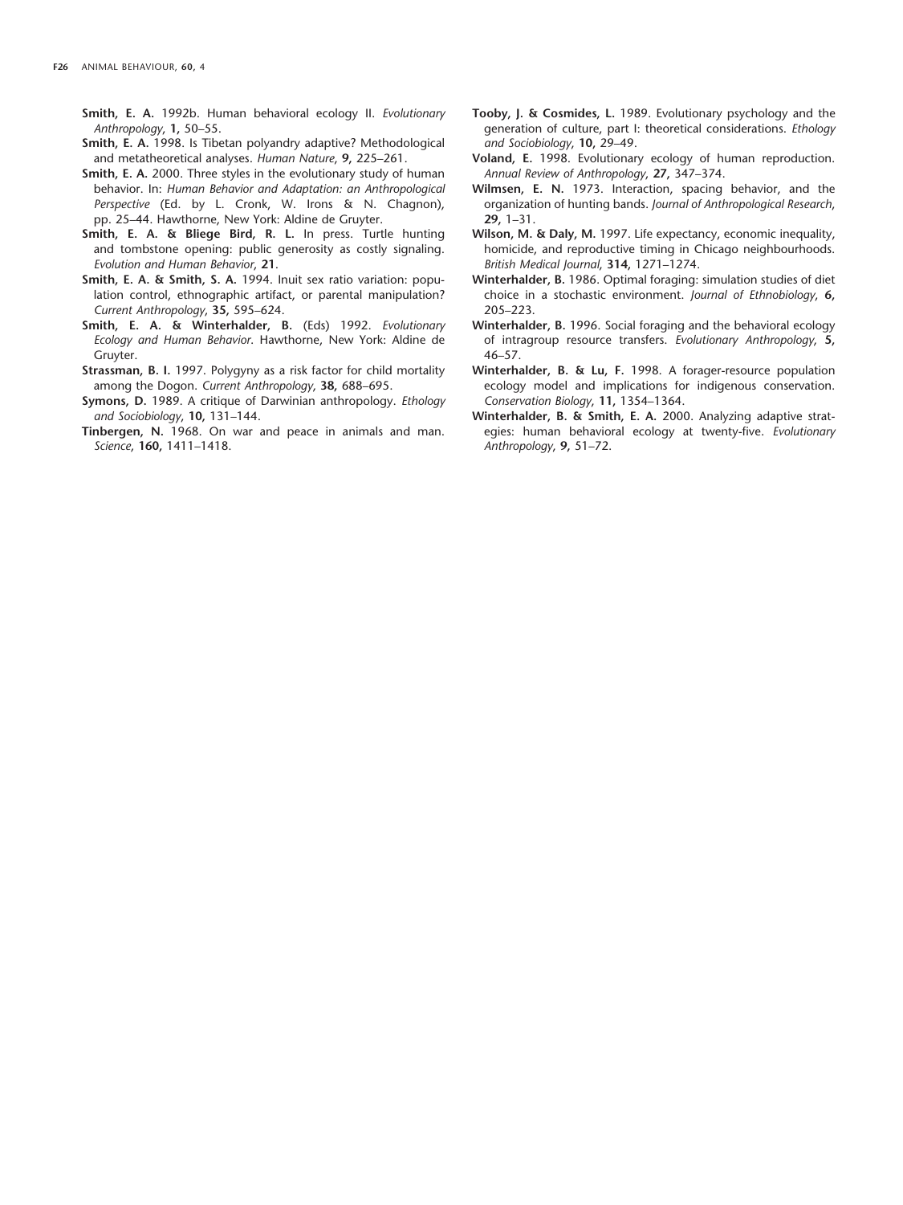**Smith, E. A.** 1992b. Human behavioral ecology II. *Evolutionary Anthropology*, **1**, 50–55.

**Smith, E. A.** 1998. Is Tibetan polyandry adaptive? Methodological and metatheoretical analyses. *Human Nature*, **9**, 225–261.

**Smith, E. A.** 2000. Three styles in the evolutionary study of human behavior. In: *Human Behavior and Adaptation: an Anthropological Perspective* (Ed. by L. Cronk, W. Irons & N. Chagnon), pp. 25–44. Hawthorne, New York: Aldine de Gruyter.

**Smith, E. A. & Bliege Bird, R. L.** In press. Turtle hunting and tombstone opening: public generosity as costly signaling. *Evolution and Human Behavior*, **21**.

**Smith, E. A. & Smith, S. A.** 1994. Inuit sex ratio variation: population control, ethnographic artifact, or parental manipulation? *Current Anthropology*, **35**, 595–624.

**Smith, E. A. & Winterhalder, B.** (Eds) 1992. *Evolutionary Ecology and Human Behavior*. Hawthorne, New York: Aldine de Gruyter.

**Strassman, B. I.** 1997. Polygyny as a risk factor for child mortality among the Dogon. *Current Anthropology*, **38**, 688–695.

**Symons, D.** 1989. A critique of Darwinian anthropology. *Ethology and Sociobiology*, **10**, 131–144.

**Tinbergen, N.** 1968. On war and peace in animals and man. *Science*, **160**, 1411–1418.

**Tooby, J. & Cosmides, L.** 1989. Evolutionary psychology and the generation of culture, part I: theoretical considerations. *Ethology and Sociobiology*, **10**, 29–49.

**Voland, E.** 1998. Evolutionary ecology of human reproduction. *Annual Review of Anthropology*, **27**, 347–374.

**Wilmsen, E. N.** 1973. Interaction, spacing behavior, and the organization of hunting bands. *Journal of Anthropological Research*, **29**, 1–31.

**Wilson, M. & Daly, M.** 1997. Life expectancy, economic inequality, homicide, and reproductive timing in Chicago neighbourhoods. *British Medical Journal*, **314**, 1271–1274.

**Winterhalder, B.** 1986. Optimal foraging: simulation studies of diet choice in a stochastic environment. *Journal of Ethnobiology*, **6**, 205–223.

**Winterhalder, B.** 1996. Social foraging and the behavioral ecology of intragroup resource transfers. *Evolutionary Anthropology*, **5**, 46–57.

**Winterhalder, B. & Lu, F.** 1998. A forager-resource population ecology model and implications for indigenous conservation. *Conservation Biology*, **11**, 1354–1364.

**Winterhalder, B. & Smith, E. A.** 2000. Analyzing adaptive strategies: human behavioral ecology at twenty-five. *Evolutionary Anthropology*, **9**, 51–72.